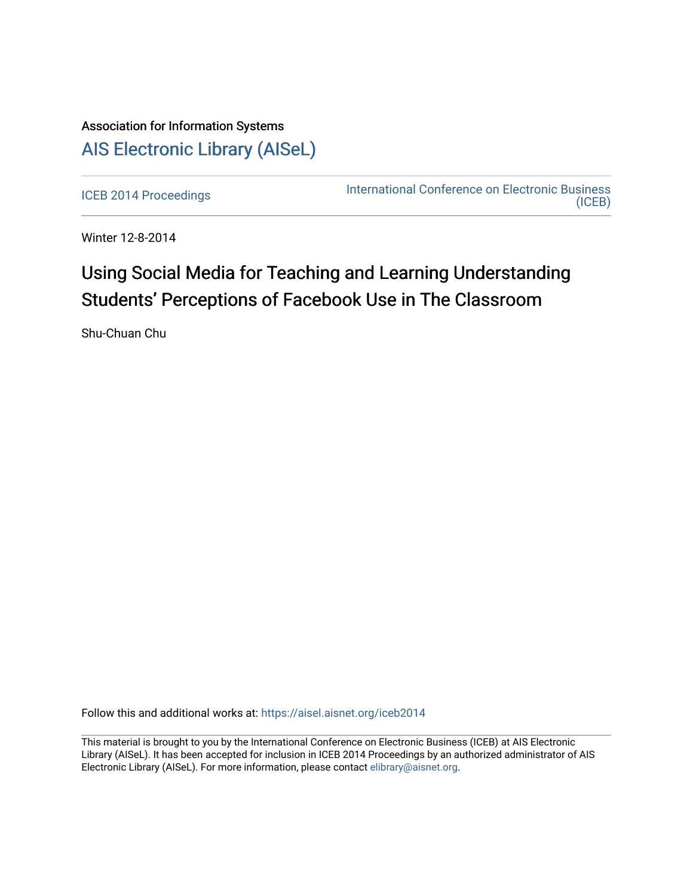Association for Information Systems

# AIS Electronic Library (AISeL)

ICEB 2014 Proceedings

International Conference on Electronic Business (ICEB)

Winter 12-8-2014

# Using Social Media for Teaching and Learning Understanding Students' Perceptions of Facebook Use in The Classroom

Shu-Chuan Chu

Follow this and additional works at: https://aisel.aisnet.org/iceb2014

This material is brought to you by the International Conference on Electronic Business (ICEB) at AIS Electronic Library (AISeL). It has been accepted for inclusion in ICEB 2014 Proceedings by an authorized administrator of AIS Electronic Library (AISeL). For more information, please contact elibrary@aisnet.org.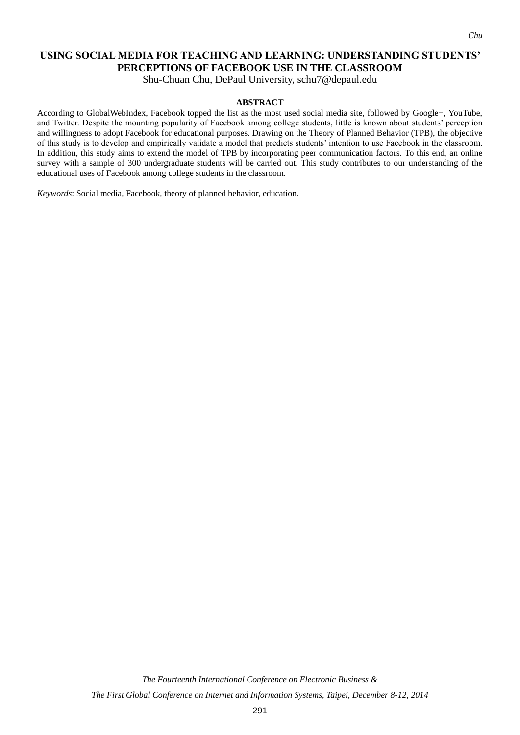# USING SOCIAL MEDIA FOR TEACHING AND LEARNING: UNDERSTANDING STUDENTS' PERCEPTIONS OF FACEBOOK USE IN THE CLASSROOM

Shu-Chuan Chu, DePaul University, schu7@depaul.edu

## ABSTRACT

According to GlobalWebIndex, Facebook topped the list as the most used social media site, followed by Google+, YouTube, and Twitter. Despite the mounting popularity of Facebook among college students, little is known about students' perception and willingness to adopt Facebook for educational purposes. Drawing on the Theory of Planned Behavior (TPB), the objective of this study is to develop and empirically validate a model that predicts students' intention to use Facebook in the classroom. In addition, this study aims to extend the model of TPB by incorporating peer communication factors. To this end, an online survey with a sample of 300 undergraduate students will be carried out. This study contributes to our understanding of the educational uses of Facebook among college students in the classroom.

*Keywords*: Social media, Facebook, theory of planned behavior, education.